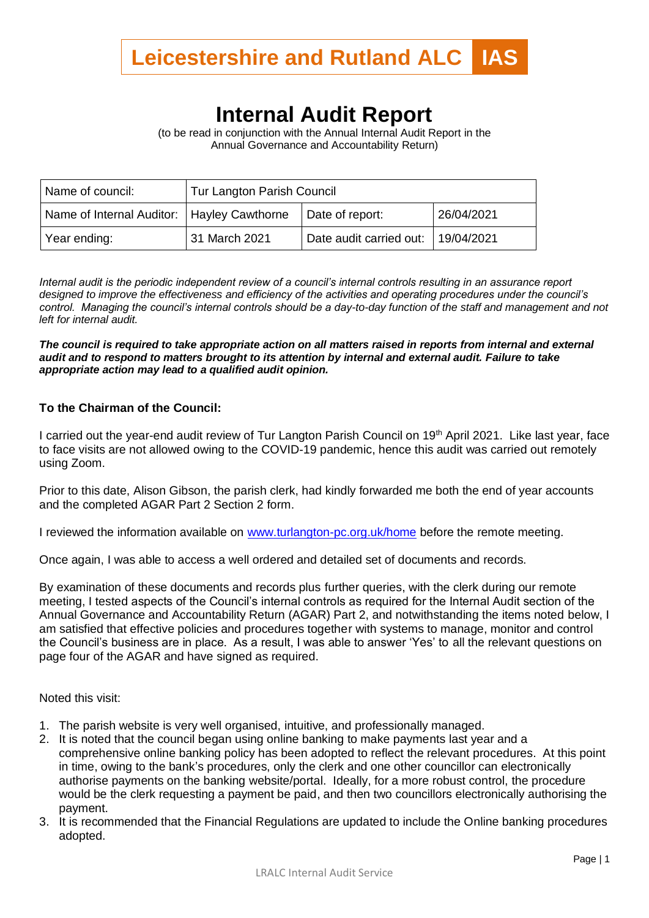# Leicestershire and Rutland ALC IAS

# Internal Audit Report

(to be read in conjunction with the Annual Internal Audit Report in the Annual Governance and Accountability Return)

| Name of council: | Tur Langton Parish Council | | |
|---|---|---|---|
| Name of Internal Auditor: | Hayley Cawthorne | Date of report: | 26/04/2021 |
| Year ending: | 31 March 2021 | Date audit carried out: | 19/04/2021 |

*Internal audit is the periodic independent review of a council's internal controls resulting in an assurance report designed to improve the effectiveness and efficiency of the activities and operating procedures under the council's control. Managing the council's internal controls should be a day-to-day function of the staff and management and not left for internal audit.*

***The council is required to take appropriate action on all matters raised in reports from internal and external audit and to respond to matters brought to its attention by internal and external audit. Failure to take appropriate action may lead to a qualified audit opinion.***

**To the Chairman of the Council:**

I carried out the year-end audit review of Tur Langton Parish Council on 19th April 2021. Like last year, face to face visits are not allowed owing to the COVID-19 pandemic, hence this audit was carried out remotely using Zoom.

Prior to this date, Alison Gibson, the parish clerk, had kindly forwarded me both the end of year accounts and the completed AGAR Part 2 Section 2 form.

I reviewed the information available on [www.turlangton-pc.org.uk/home](http://www.turlangton-pc.org.uk/home) before the remote meeting.

Once again, I was able to access a well ordered and detailed set of documents and records.

By examination of these documents and records plus further queries, with the clerk during our remote meeting, I tested aspects of the Council's internal controls as required for the Internal Audit section of the Annual Governance and Accountability Return (AGAR) Part 2, and notwithstanding the items noted below, I am satisfied that effective policies and procedures together with systems to manage, monitor and control the Council's business are in place. As a result, I was able to answer 'Yes' to all the relevant questions on page four of the AGAR and have signed as required.

Noted this visit:

1. The parish website is very well organised, intuitive, and professionally managed.
2. It is noted that the council began using online banking to make payments last year and a comprehensive online banking policy has been adopted to reflect the relevant procedures. At this point in time, owing to the bank's procedures, only the clerk and one other councillor can electronically authorise payments on the banking website/portal. Ideally, for a more robust control, the procedure would be the clerk requesting a payment be paid, and then two councillors electronically authorising the payment.
3. It is recommended that the Financial Regulations are updated to include the Online banking procedures adopted.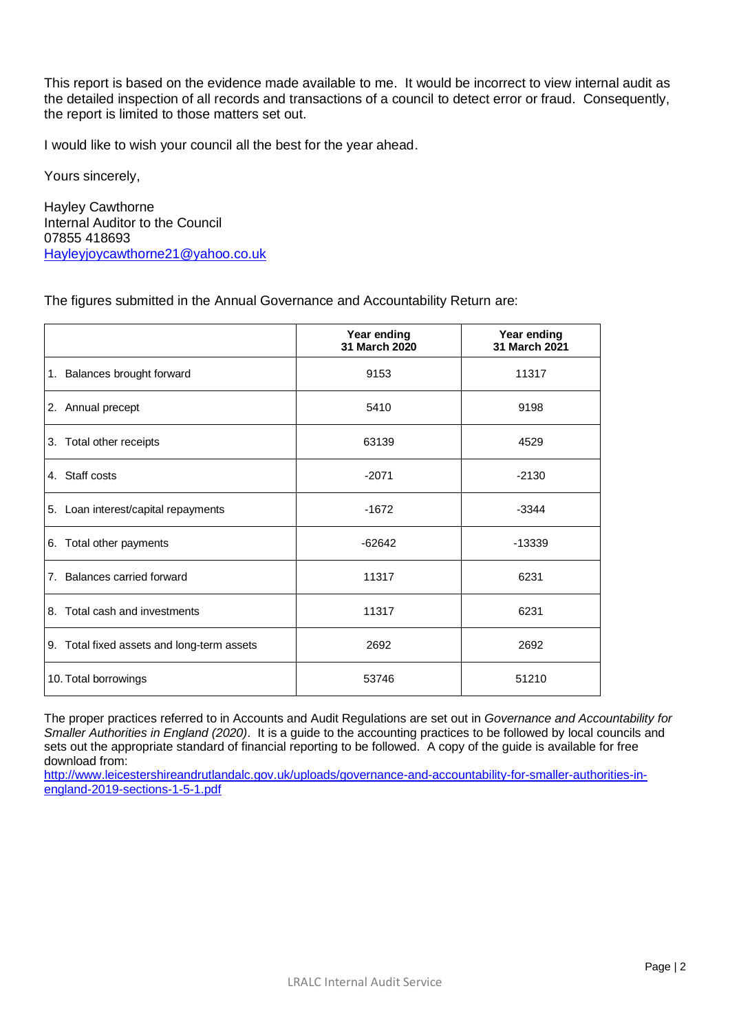This report is based on the evidence made available to me. It would be incorrect to view internal audit as the detailed inspection of all records and transactions of a council to detect error or fraud. Consequently, the report is limited to those matters set out.

I would like to wish your council all the best for the year ahead.

Yours sincerely,

Hayley Cawthorne  
Internal Auditor to the Council  
07855 418693  
Hayleyjoycawthorne21@yahoo.co.uk

The figures submitted in the Annual Governance and Accountability Return are:

| | Year ending 31 March 2020 | Year ending 31 March 2021 |
|---|---|---|
| 1. Balances brought forward | 9153 | 11317 |
| 2. Annual precept | 5410 | 9198 |
| 3. Total other receipts | 63139 | 4529 |
| 4. Staff costs | -2071 | -2130 |
| 5. Loan interest/capital repayments | -1672 | -3344 |
| 6. Total other payments | -62642 | -13339 |
| 7. Balances carried forward | 11317 | 6231 |
| 8. Total cash and investments | 11317 | 6231 |
| 9. Total fixed assets and long-term assets | 2692 | 2692 |
| 10. Total borrowings | 53746 | 51210 |

The proper practices referred to in Accounts and Audit Regulations are set out in *Governance and Accountability for Smaller Authorities in England (2020)*. It is a guide to the accounting practices to be followed by local councils and sets out the appropriate standard of financial reporting to be followed. A copy of the guide is available for free download from:  
http://www.leicestershireandrutlandalc.gov.uk/uploads/governance-and-accountability-for-smaller-authorities-in-england-2019-sections-1-5-1.pdf